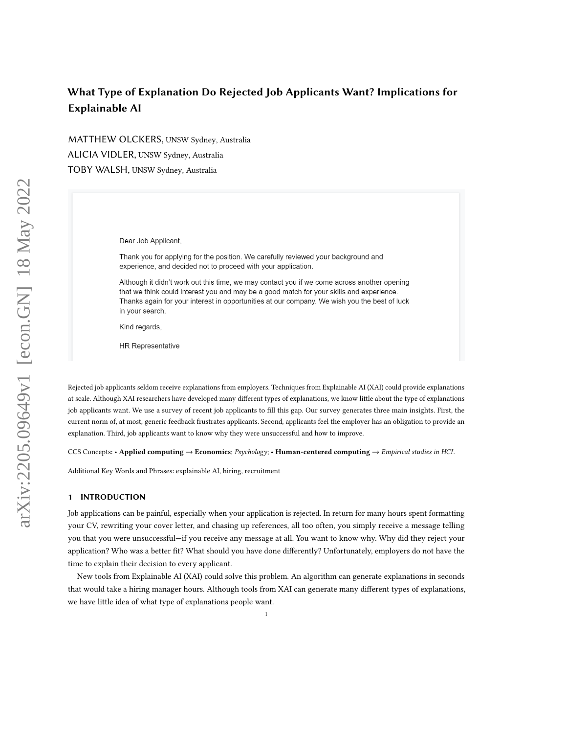# What Type of Explanation Do Rejected Job Applicants Want? Implications for Explainable AI

MATTHEW OLCKERS, UNSW Sydney, Australia
ALICIA VIDLER, UNSW Sydney, Australia
TOBY WALSH, UNSW Sydney, Australia

Dear Job Applicant,

Thank you for applying for the position. We carefully reviewed your background and experience, and decided not to proceed with your application.

Although it didn't work out this time, we may contact you if we come across another opening that we think could interest you and may be a good match for your skills and experience. Thanks again for your interest in opportunities at our company. We wish you the best of luck in your search.

Kind regards,

HR Representative

Rejected job applicants seldom receive explanations from employers. Techniques from Explainable AI (XAI) could provide explanations at scale. Although XAI researchers have developed many different types of explanations, we know little about the type of explanations job applicants want. We use a survey of recent job applicants to fill this gap. Our survey generates three main insights. First, the current norm of, at most, generic feedback frustrates applicants. Second, applicants feel the employer has an obligation to provide an explanation. Third, job applicants want to know why they were unsuccessful and how to improve.

CCS Concepts: • **Applied computing** → **Economics**; *Psychology*; • **Human-centered computing** → *Empirical studies in HCI*.

Additional Key Words and Phrases: explainable AI, hiring, recruitment

## 1 INTRODUCTION

Job applications can be painful, especially when your application is rejected. In return for many hours spent formatting your CV, rewriting your cover letter, and chasing up references, all too often, you simply receive a message telling you that you were unsuccessful—if you receive any message at all. You want to know why. Why did they reject your application? Who was a better fit? What should you have done differently? Unfortunately, employers do not have the time to explain their decision to every applicant.

New tools from Explainable AI (XAI) could solve this problem. An algorithm can generate explanations in seconds that would take a hiring manager hours. Although tools from XAI can generate many different types of explanations, we have little idea of what type of explanations people want.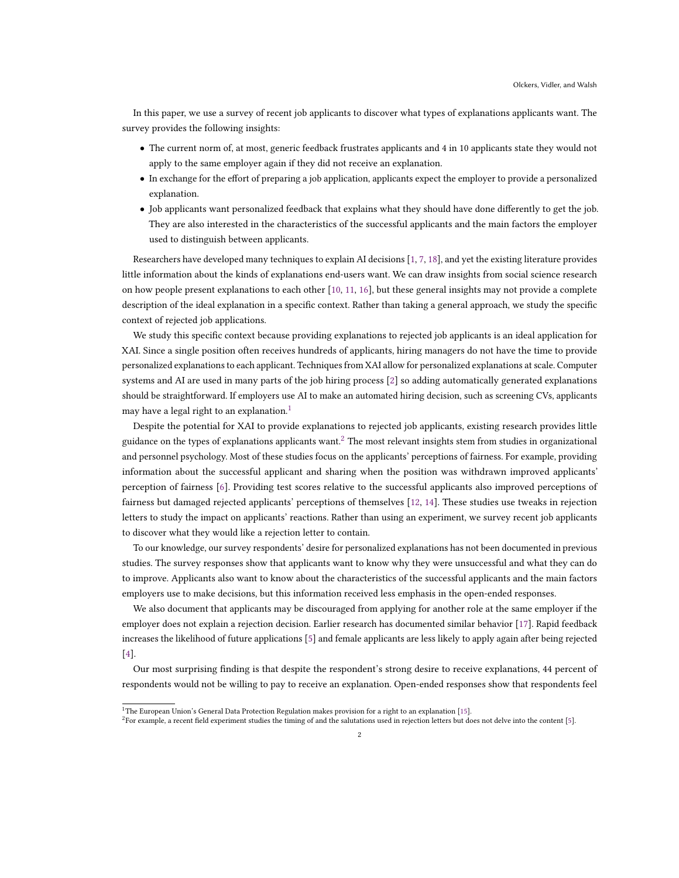In this paper, we use a survey of recent job applicants to discover what types of explanations applicants want. The survey provides the following insights:

- The current norm of, at most, generic feedback frustrates applicants and 4 in 10 applicants state they would not apply to the same employer again if they did not receive an explanation.
- In exchange for the effort of preparing a job application, applicants expect the employer to provide a personalized explanation.
- Job applicants want personalized feedback that explains what they should have done differently to get the job. They are also interested in the characteristics of the successful applicants and the main factors the employer used to distinguish between applicants.

Researchers have developed many techniques to explain AI decisions [1, 7, 18], and yet the existing literature provides little information about the kinds of explanations end-users want. We can draw insights from social science research on how people present explanations to each other [10, 11, 16], but these general insights may not provide a complete description of the ideal explanation in a specific context. Rather than taking a general approach, we study the specific context of rejected job applications.

We study this specific context because providing explanations to rejected job applicants is an ideal application for XAI. Since a single position often receives hundreds of applicants, hiring managers do not have the time to provide personalized explanations to each applicant. Techniques from XAI allow for personalized explanations at scale. Computer systems and AI are used in many parts of the job hiring process [2] so adding automatically generated explanations should be straightforward. If employers use AI to make an automated hiring decision, such as screening CVs, applicants may have a legal right to an explanation.[1]

Despite the potential for XAI to provide explanations to rejected job applicants, existing research provides little guidance on the types of explanations applicants want.[2] The most relevant insights stem from studies in organizational and personnel psychology. Most of these studies focus on the applicants' perceptions of fairness. For example, providing information about the successful applicant and sharing when the position was withdrawn improved applicants' perception of fairness [6]. Providing test scores relative to the successful applicants also improved perceptions of fairness but damaged rejected applicants' perceptions of themselves [12, 14]. These studies use tweaks in rejection letters to study the impact on applicants' reactions. Rather than using an experiment, we survey recent job applicants to discover what they would like a rejection letter to contain.

To our knowledge, our survey respondents' desire for personalized explanations has not been documented in previous studies. The survey responses show that applicants want to know why they were unsuccessful and what they can do to improve. Applicants also want to know about the characteristics of the successful applicants and the main factors employers use to make decisions, but this information received less emphasis in the open-ended responses.

We also document that applicants may be discouraged from applying for another role at the same employer if the employer does not explain a rejection decision. Earlier research has documented similar behavior [17]. Rapid feedback increases the likelihood of future applications [5] and female applicants are less likely to apply again after being rejected [4].

Our most surprising finding is that despite the respondent's strong desire to receive explanations, 44 percent of respondents would not be willing to pay to receive an explanation. Open-ended responses show that respondents feel

[1] The European Union's General Data Protection Regulation makes provision for a right to an explanation [15].

[2] For example, a recent field experiment studies the timing of and the salutations used in rejection letters but does not delve into the content [5].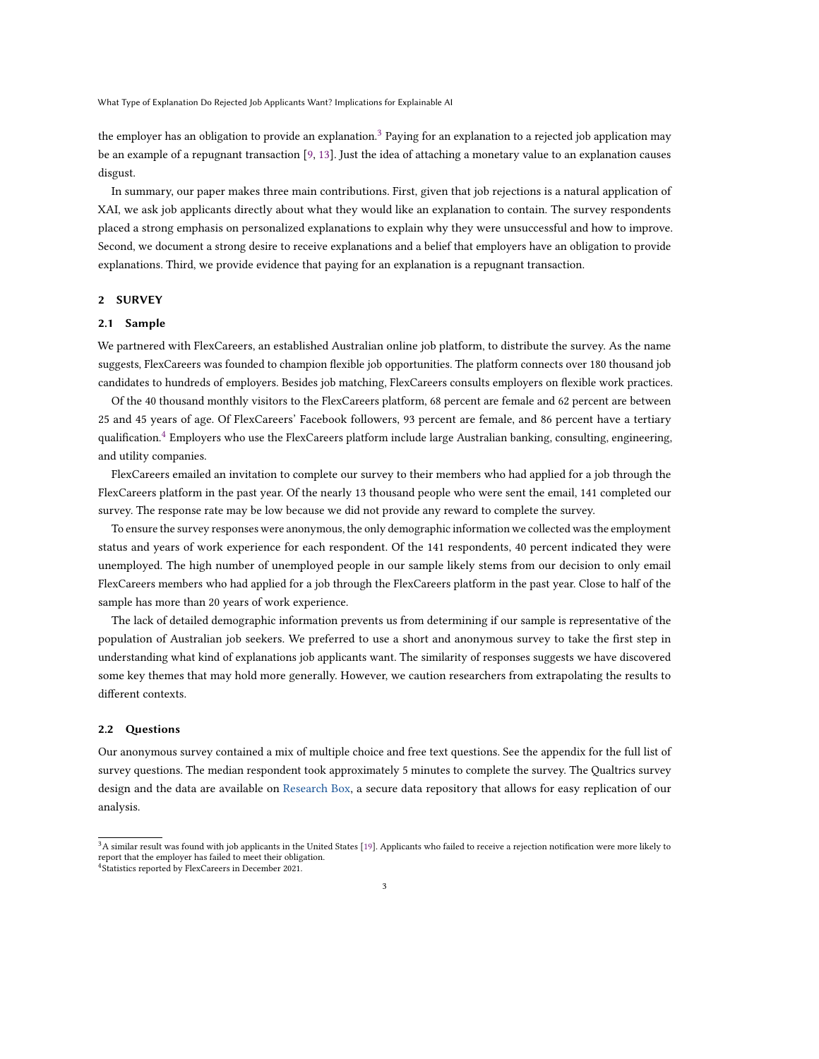the employer has an obligation to provide an explanation.[3] Paying for an explanation to a rejected job application may be an example of a repugnant transaction [9, 13]. Just the idea of attaching a monetary value to an explanation causes disgust.

In summary, our paper makes three main contributions. First, given that job rejections is a natural application of XAI, we ask job applicants directly about what they would like an explanation to contain. The survey respondents placed a strong emphasis on personalized explanations to explain why they were unsuccessful and how to improve. Second, we document a strong desire to receive explanations and a belief that employers have an obligation to provide explanations. Third, we provide evidence that paying for an explanation is a repugnant transaction.

## 2 SURVEY

### 2.1 Sample

We partnered with FlexCareers, an established Australian online job platform, to distribute the survey. As the name suggests, FlexCareers was founded to champion flexible job opportunities. The platform connects over 180 thousand job candidates to hundreds of employers. Besides job matching, FlexCareers consults employers on flexible work practices.

Of the 40 thousand monthly visitors to the FlexCareers platform, 68 percent are female and 62 percent are between 25 and 45 years of age. Of FlexCareers' Facebook followers, 93 percent are female, and 86 percent have a tertiary qualification.[4] Employers who use the FlexCareers platform include large Australian banking, consulting, engineering, and utility companies.

FlexCareers emailed an invitation to complete our survey to their members who had applied for a job through the FlexCareers platform in the past year. Of the nearly 13 thousand people who were sent the email, 141 completed our survey. The response rate may be low because we did not provide any reward to complete the survey.

To ensure the survey responses were anonymous, the only demographic information we collected was the employment status and years of work experience for each respondent. Of the 141 respondents, 40 percent indicated they were unemployed. The high number of unemployed people in our sample likely stems from our decision to only email FlexCareers members who had applied for a job through the FlexCareers platform in the past year. Close to half of the sample has more than 20 years of work experience.

The lack of detailed demographic information prevents us from determining if our sample is representative of the population of Australian job seekers. We preferred to use a short and anonymous survey to take the first step in understanding what kind of explanations job applicants want. The similarity of responses suggests we have discovered some key themes that may hold more generally. However, we caution researchers from extrapolating the results to different contexts.

### 2.2 Questions

Our anonymous survey contained a mix of multiple choice and free text questions. See the appendix for the full list of survey questions. The median respondent took approximately 5 minutes to complete the survey. The Qualtrics survey design and the data are available on Research Box, a secure data repository that allows for easy replication of our analysis.

---

[3] A similar result was found with job applicants in the United States [19]. Applicants who failed to receive a rejection notification were more likely to report that the employer has failed to meet their obligation.

[4] Statistics reported by FlexCareers in December 2021.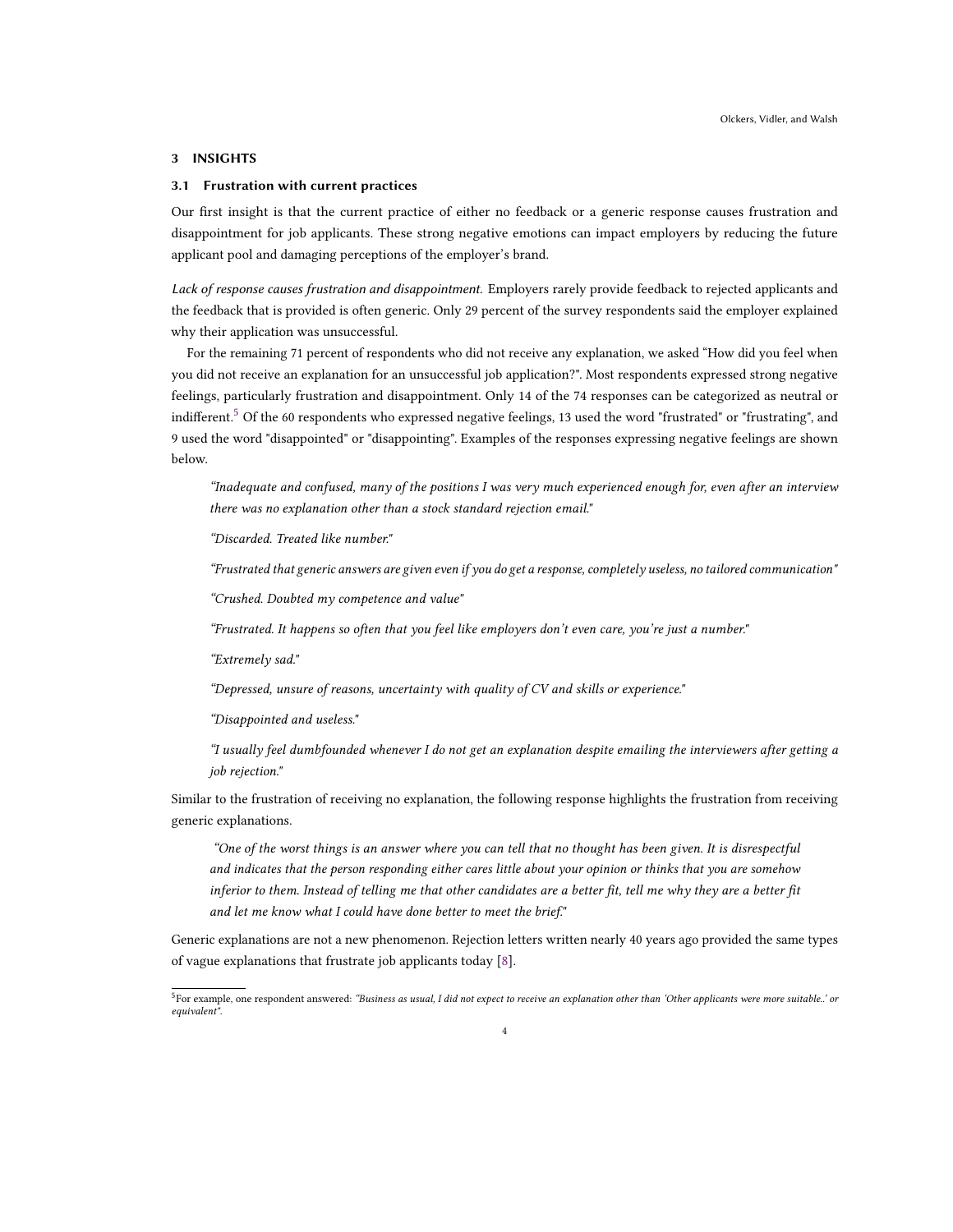## 3 INSIGHTS

### 3.1 Frustration with current practices

Our first insight is that the current practice of either no feedback or a generic response causes frustration and disappointment for job applicants. These strong negative emotions can impact employers by reducing the future applicant pool and damaging perceptions of the employer's brand.

*Lack of response causes frustration and disappointment.* Employers rarely provide feedback to rejected applicants and the feedback that is provided is often generic. Only 29 percent of the survey respondents said the employer explained why their application was unsuccessful.

For the remaining 71 percent of respondents who did not receive any explanation, we asked "How did you feel when you did not receive an explanation for an unsuccessful job application?". Most respondents expressed strong negative feelings, particularly frustration and disappointment. Only 14 of the 74 responses can be categorized as neutral or indifferent.[5] Of the 60 respondents who expressed negative feelings, 13 used the word "frustrated" or "frustrating", and 9 used the word "disappointed" or "disappointing". Examples of the responses expressing negative feelings are shown below.

> *"Inadequate and confused, many of the positions I was very much experienced enough for, even after an interview there was no explanation other than a stock standard rejection email."*
>
> *"Discarded. Treated like number."*
>
> *"Frustrated that generic answers are given even if you do get a response, completely useless, no tailored communication"*
>
> *"Crushed. Doubted my competence and value"*
>
> *"Frustrated. It happens so often that you feel like employers don't even care, you're just a number."*
>
> *"Extremely sad."*
>
> *"Depressed, unsure of reasons, uncertainty with quality of CV and skills or experience."*
>
> *"Disappointed and useless."*
>
> *"I usually feel dumbfounded whenever I do not get an explanation despite emailing the interviewers after getting a job rejection."*

Similar to the frustration of receiving no explanation, the following response highlights the frustration from receiving generic explanations.

> *"One of the worst things is an answer where you can tell that no thought has been given. It is disrespectful and indicates that the person responding either cares little about your opinion or thinks that you are somehow inferior to them. Instead of telling me that other candidates are a better fit, tell me why they are a better fit and let me know what I could have done better to meet the brief."*

Generic explanations are not a new phenomenon. Rejection letters written nearly 40 years ago provided the same types of vague explanations that frustrate job applicants today [8].

[5]For example, one respondent answered: *"Business as usual, I did not expect to receive an explanation other than 'Other applicants were more suitable..' or equivalent".*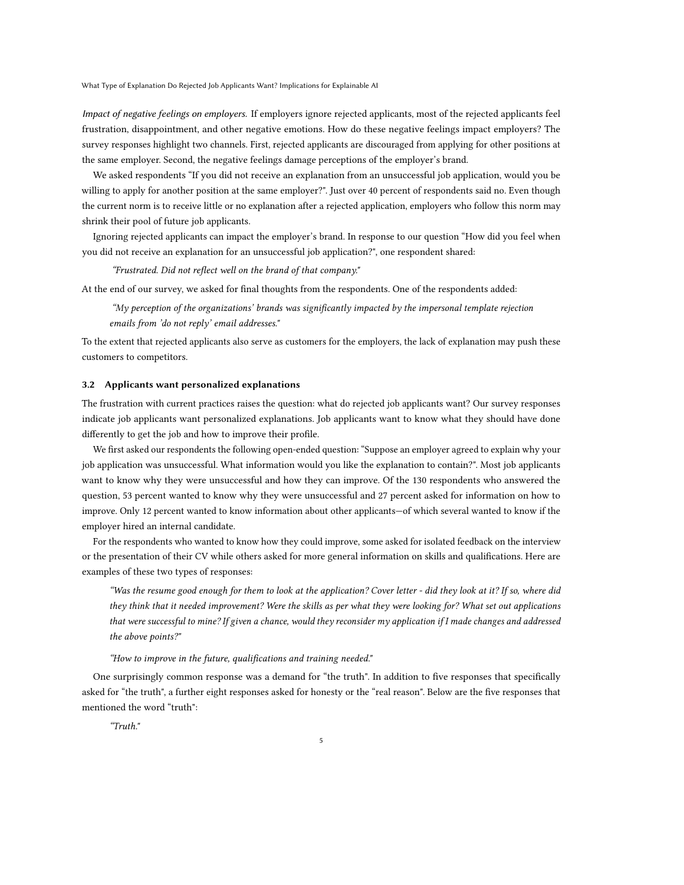*Impact of negative feelings on employers.* If employers ignore rejected applicants, most of the rejected applicants feel frustration, disappointment, and other negative emotions. How do these negative feelings impact employers? The survey responses highlight two channels. First, rejected applicants are discouraged from applying for other positions at the same employer. Second, the negative feelings damage perceptions of the employer's brand.

We asked respondents "If you did not receive an explanation from an unsuccessful job application, would you be willing to apply for another position at the same employer?". Just over 40 percent of respondents said no. Even though the current norm is to receive little or no explanation after a rejected application, employers who follow this norm may shrink their pool of future job applicants.

Ignoring rejected applicants can impact the employer's brand. In response to our question "How did you feel when you did not receive an explanation for an unsuccessful job application?", one respondent shared:

> *"Frustrated. Did not reflect well on the brand of that company."*

At the end of our survey, we asked for final thoughts from the respondents. One of the respondents added:

> *"My perception of the organizations' brands was significantly impacted by the impersonal template rejection emails from 'do not reply' email addresses."*

To the extent that rejected applicants also serve as customers for the employers, the lack of explanation may push these customers to competitors.

### 3.2 Applicants want personalized explanations

The frustration with current practices raises the question: what do rejected job applicants want? Our survey responses indicate job applicants want personalized explanations. Job applicants want to know what they should have done differently to get the job and how to improve their profile.

We first asked our respondents the following open-ended question: "Suppose an employer agreed to explain why your job application was unsuccessful. What information would you like the explanation to contain?". Most job applicants want to know why they were unsuccessful and how they can improve. Of the 130 respondents who answered the question, 53 percent wanted to know why they were unsuccessful and 27 percent asked for information on how to improve. Only 12 percent wanted to know information about other applicants—of which several wanted to know if the employer hired an internal candidate.

For the respondents who wanted to know how they could improve, some asked for isolated feedback on the interview or the presentation of their CV while others asked for more general information on skills and qualifications. Here are examples of these two types of responses:

> *"Was the resume good enough for them to look at the application? Cover letter - did they look at it? If so, where did they think that it needed improvement? Were the skills as per what they were looking for? What set out applications that were successful to mine? If given a chance, would they reconsider my application if I made changes and addressed the above points?"*

> *"How to improve in the future, qualifications and training needed."*

One surprisingly common response was a demand for "the truth". In addition to five responses that specifically asked for "the truth", a further eight responses asked for honesty or the "real reason". Below are the five responses that mentioned the word "truth":

> *"Truth."*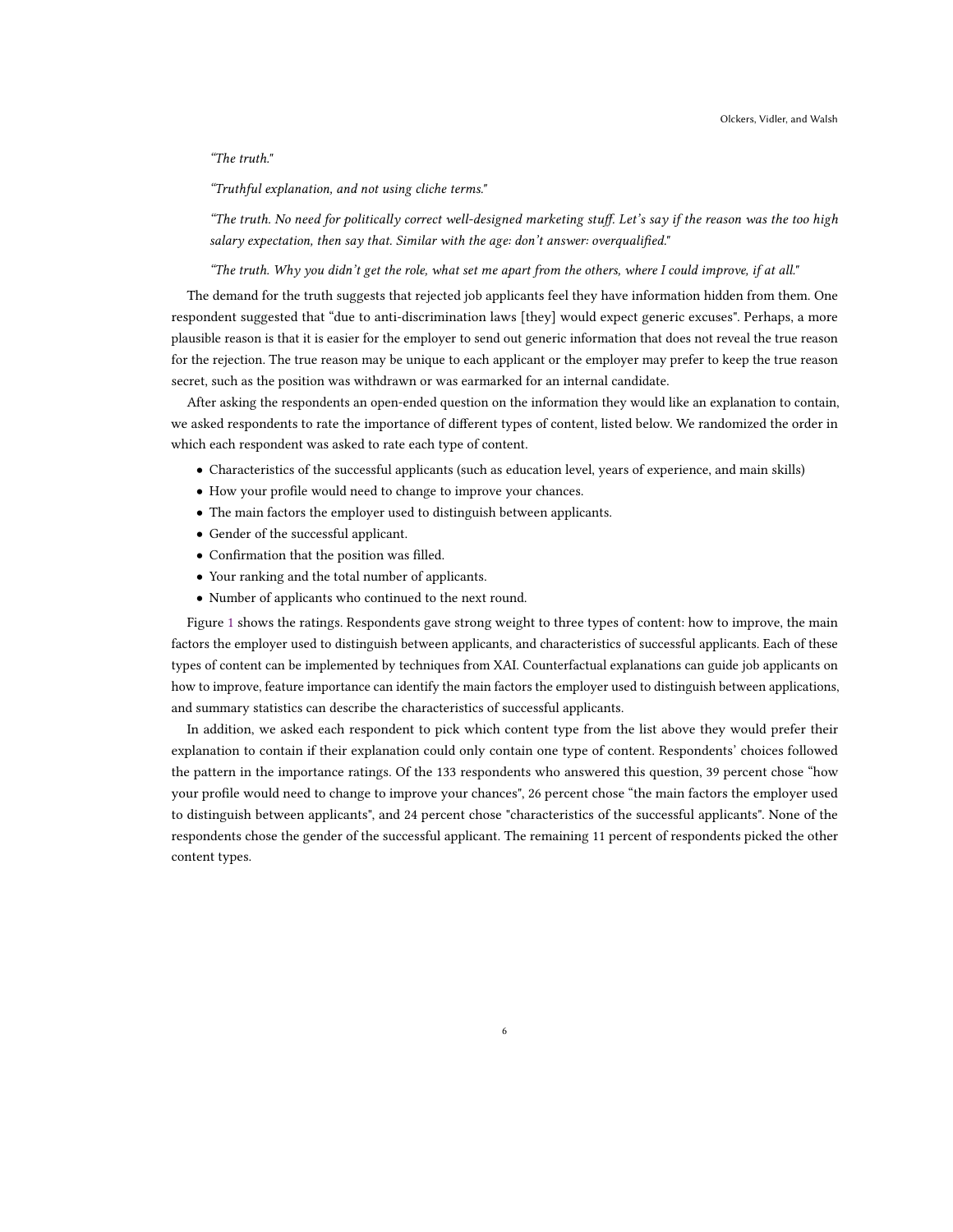*“The truth."*

*“Truthful explanation, and not using cliche terms."*

*“The truth. No need for politically correct well-designed marketing stuff. Let’s say if the reason was the too high salary expectation, then say that. Similar with the age: don’t answer: overqualified."*

*“The truth. Why you didn’t get the role, what set me apart from the others, where I could improve, if at all."*

The demand for the truth suggests that rejected job applicants feel they have information hidden from them. One respondent suggested that “due to anti-discrimination laws [they] would expect generic excuses". Perhaps, a more plausible reason is that it is easier for the employer to send out generic information that does not reveal the true reason for the rejection. The true reason may be unique to each applicant or the employer may prefer to keep the true reason secret, such as the position was withdrawn or was earmarked for an internal candidate.

After asking the respondents an open-ended question on the information they would like an explanation to contain, we asked respondents to rate the importance of different types of content, listed below. We randomized the order in which each respondent was asked to rate each type of content.

- Characteristics of the successful applicants (such as education level, years of experience, and main skills)
- How your profile would need to change to improve your chances.
- The main factors the employer used to distinguish between applicants.
- Gender of the successful applicant.
- Confirmation that the position was filled.
- Your ranking and the total number of applicants.
- Number of applicants who continued to the next round.

Figure 1 shows the ratings. Respondents gave strong weight to three types of content: how to improve, the main factors the employer used to distinguish between applicants, and characteristics of successful applicants. Each of these types of content can be implemented by techniques from XAI. Counterfactual explanations can guide job applicants on how to improve, feature importance can identify the main factors the employer used to distinguish between applications, and summary statistics can describe the characteristics of successful applicants.

In addition, we asked each respondent to pick which content type from the list above they would prefer their explanation to contain if their explanation could only contain one type of content. Respondents’ choices followed the pattern in the importance ratings. Of the 133 respondents who answered this question, 39 percent chose “how your profile would need to change to improve your chances", 26 percent chose “the main factors the employer used to distinguish between applicants", and 24 percent chose "characteristics of the successful applicants". None of the respondents chose the gender of the successful applicant. The remaining 11 percent of respondents picked the other content types.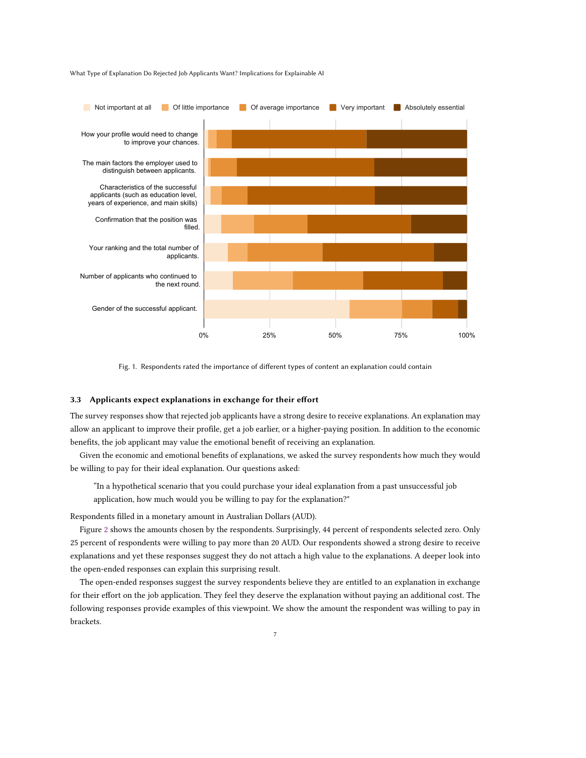Fig. 1. Respondents rated the importance of different types of content an explanation could contain

### 3.3 Applicants expect explanations in exchange for their effort

The survey responses show that rejected job applicants have a strong desire to receive explanations. An explanation may allow an applicant to improve their profile, get a job earlier, or a higher-paying position. In addition to the economic benefits, the job applicant may value the emotional benefit of receiving an explanation.

Given the economic and emotional benefits of explanations, we asked the survey respondents how much they would be willing to pay for their ideal explanation. Our questions asked:

> "In a hypothetical scenario that you could purchase your ideal explanation from a past unsuccessful job application, how much would you be willing to pay for the explanation?"

Respondents filled in a monetary amount in Australian Dollars (AUD).

Figure 2 shows the amounts chosen by the respondents. Surprisingly, 44 percent of respondents selected zero. Only 25 percent of respondents were willing to pay more than 20 AUD. Our respondents showed a strong desire to receive explanations and yet these responses suggest they do not attach a high value to the explanations. A deeper look into the open-ended responses can explain this surprising result.

The open-ended responses suggest the survey respondents believe they are entitled to an explanation in exchange for their effort on the job application. They feel they deserve the explanation without paying an additional cost. The following responses provide examples of this viewpoint. We show the amount the respondent was willing to pay in brackets.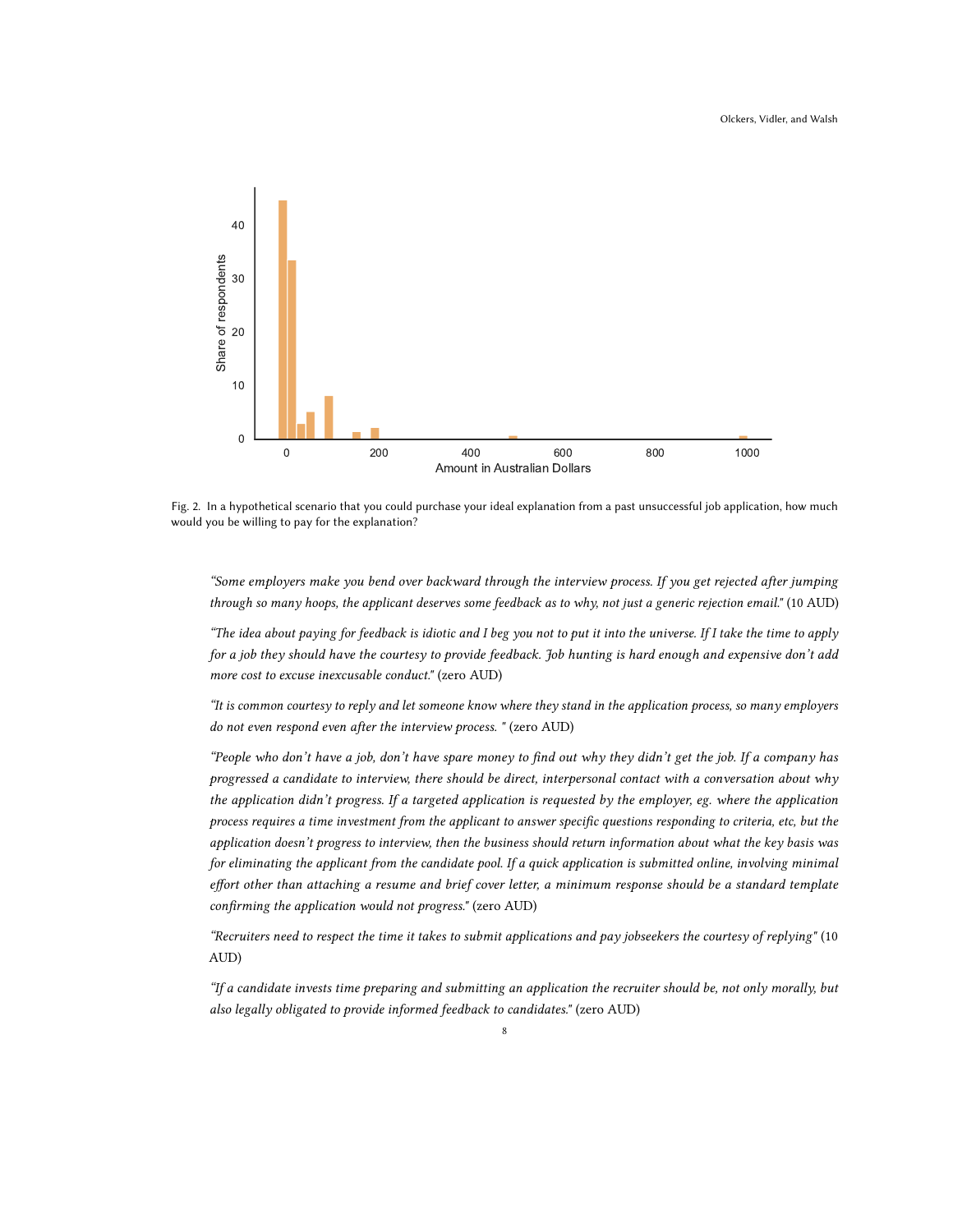Fig. 2. In a hypothetical scenario that you could purchase your ideal explanation from a past unsuccessful job application, how much would you be willing to pay for the explanation?

> *"Some employers make you bend over backward through the interview process. If you get rejected after jumping through so many hoops, the applicant deserves some feedback as to why, not just a generic rejection email."* (10 AUD)

> *"The idea about paying for feedback is idiotic and I beg you not to put it into the universe. If I take the time to apply for a job they should have the courtesy to provide feedback. Job hunting is hard enough and expensive don't add more cost to excuse inexcusable conduct."* (zero AUD)

> *"It is common courtesy to reply and let someone know where they stand in the application process, so many employers do not even respond even after the interview process. "* (zero AUD)

> *"People who don't have a job, don't have spare money to find out why they didn't get the job. If a company has progressed a candidate to interview, there should be direct, interpersonal contact with a conversation about why the application didn't progress. If a targeted application is requested by the employer, eg. where the application process requires a time investment from the applicant to answer specific questions responding to criteria, etc, but the application doesn't progress to interview, then the business should return information about what the key basis was for eliminating the applicant from the candidate pool. If a quick application is submitted online, involving minimal effort other than attaching a resume and brief cover letter, a minimum response should be a standard template confirming the application would not progress."* (zero AUD)

> *"Recruiters need to respect the time it takes to submit applications and pay jobseekers the courtesy of replying"* (10 AUD)

> *"If a candidate invests time preparing and submitting an application the recruiter should be, not only morally, but also legally obligated to provide informed feedback to candidates."* (zero AUD)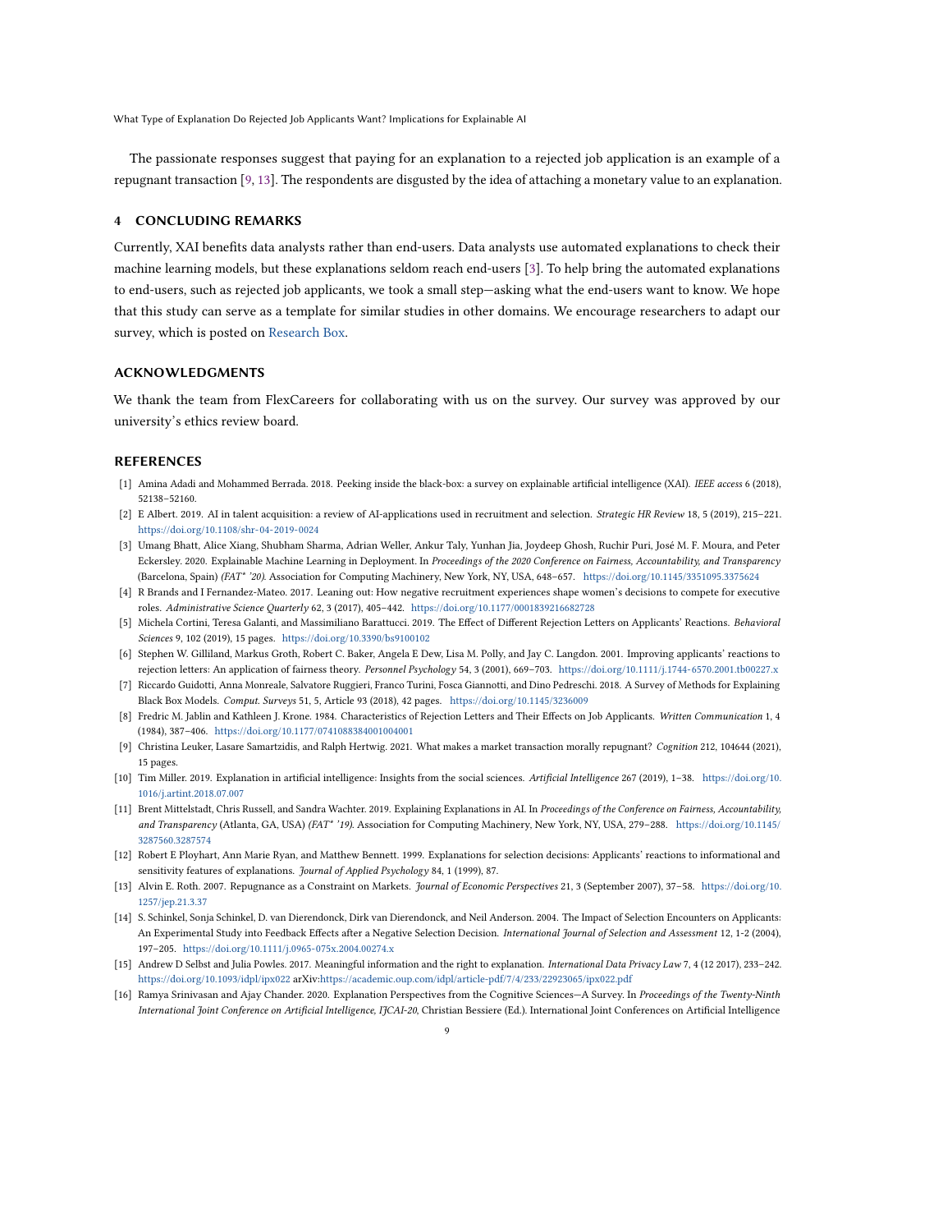The passionate responses suggest that paying for an explanation to a rejected job application is an example of a repugnant transaction [9, 13]. The respondents are disgusted by the idea of attaching a monetary value to an explanation.

## 4 CONCLUDING REMARKS

Currently, XAI benefits data analysts rather than end-users. Data analysts use automated explanations to check their machine learning models, but these explanations seldom reach end-users [3]. To help bring the automated explanations to end-users, such as rejected job applicants, we took a small step—asking what the end-users want to know. We hope that this study can serve as a template for similar studies in other domains. We encourage researchers to adapt our survey, which is posted on Research Box.

## ACKNOWLEDGMENTS

We thank the team from FlexCareers for collaborating with us on the survey. Our survey was approved by our university's ethics review board.

## REFERENCES

- [1] Amina Adadi and Mohammed Berrada. 2018. Peeking inside the black-box: a survey on explainable artificial intelligence (XAI). *IEEE access* 6 (2018), 52138–52160.
- [2] E Albert. 2019. AI in talent acquisition: a review of AI-applications used in recruitment and selection. *Strategic HR Review* 18, 5 (2019), 215–221. https://doi.org/10.1108/shr-04-2019-0024
- [3] Umang Bhatt, Alice Xiang, Shubham Sharma, Adrian Weller, Ankur Taly, Yunhan Jia, Joydeep Ghosh, Ruchir Puri, José M. F. Moura, and Peter Eckersley. 2020. Explainable Machine Learning in Deployment. In *Proceedings of the 2020 Conference on Fairness, Accountability, and Transparency* (Barcelona, Spain) *(FAT* '20)*. Association for Computing Machinery, New York, NY, USA, 648–657. https://doi.org/10.1145/3351095.3375624
- [4] R Brands and I Fernandez-Mateo. 2017. Leaning out: How negative recruitment experiences shape women's decisions to compete for executive roles. *Administrative Science Quarterly* 62, 3 (2017), 405–442. https://doi.org/10.1177/0001839216682728
- [5] Michela Cortini, Teresa Galanti, and Massimiliano Barattucci. 2019. The Effect of Different Rejection Letters on Applicants' Reactions. *Behavioral Sciences* 9, 102 (2019), 15 pages. https://doi.org/10.3390/bs9100102
- [6] Stephen W. Gilliland, Markus Groth, Robert C. Baker, Angela E Dew, Lisa M. Polly, and Jay C. Langdon. 2001. Improving applicants' reactions to rejection letters: An application of fairness theory. *Personnel Psychology* 54, 3 (2001), 669–703. https://doi.org/10.1111/j.1744-6570.2001.tb00227.x
- [7] Riccardo Guidotti, Anna Monreale, Salvatore Ruggieri, Franco Turini, Fosca Giannotti, and Dino Pedreschi. 2018. A Survey of Methods for Explaining Black Box Models. *Comput. Surveys* 51, 5, Article 93 (2018), 42 pages. https://doi.org/10.1145/3236009
- [8] Fredric M. Jablin and Kathleen J. Krone. 1984. Characteristics of Rejection Letters and Their Effects on Job Applicants. *Written Communication* 1, 4 (1984), 387–406. https://doi.org/10.1177/0741088384001004001
- [9] Christina Leuker, Lasare Samartzidis, and Ralph Hertwig. 2021. What makes a market transaction morally repugnant? *Cognition* 212, 104644 (2021), 15 pages.
- [10] Tim Miller. 2019. Explanation in artificial intelligence: Insights from the social sciences. *Artificial Intelligence* 267 (2019), 1–38. https://doi.org/10.1016/j.artint.2018.07.007
- [11] Brent Mittelstadt, Chris Russell, and Sandra Wachter. 2019. Explaining Explanations in AI. In *Proceedings of the Conference on Fairness, Accountability, and Transparency* (Atlanta, GA, USA) *(FAT* '19)*. Association for Computing Machinery, New York, NY, USA, 279–288. https://doi.org/10.1145/3287560.3287574
- [12] Robert E Ployhart, Ann Marie Ryan, and Matthew Bennett. 1999. Explanations for selection decisions: Applicants' reactions to informational and sensitivity features of explanations. *Journal of Applied Psychology* 84, 1 (1999), 87.
- [13] Alvin E. Roth. 2007. Repugnance as a Constraint on Markets. *Journal of Economic Perspectives* 21, 3 (September 2007), 37–58. https://doi.org/10.1257/jep.21.3.37
- [14] S. Schinkel, Sonja Schinkel, D. van Dierendonck, Dirk van Dierendonck, and Neil Anderson. 2004. The Impact of Selection Encounters on Applicants: An Experimental Study into Feedback Effects after a Negative Selection Decision. *International Journal of Selection and Assessment* 12, 1-2 (2004), 197–205. https://doi.org/10.1111/j.0965-075x.2004.00274.x
- [15] Andrew D Selbst and Julia Powles. 2017. Meaningful information and the right to explanation. *International Data Privacy Law* 7, 4 (12 2017), 233–242. https://doi.org/10.1093/idpl/ipx022 arXiv:https://academic.oup.com/idpl/article-pdf/7/4/233/22923065/ipx022.pdf
- [16] Ramya Srinivasan and Ajay Chander. 2020. Explanation Perspectives from the Cognitive Sciences—A Survey. In *Proceedings of the Twenty-Ninth International Joint Conference on Artificial Intelligence, IJCAI-20*, Christian Bessiere (Ed.). International Joint Conferences on Artificial Intelligence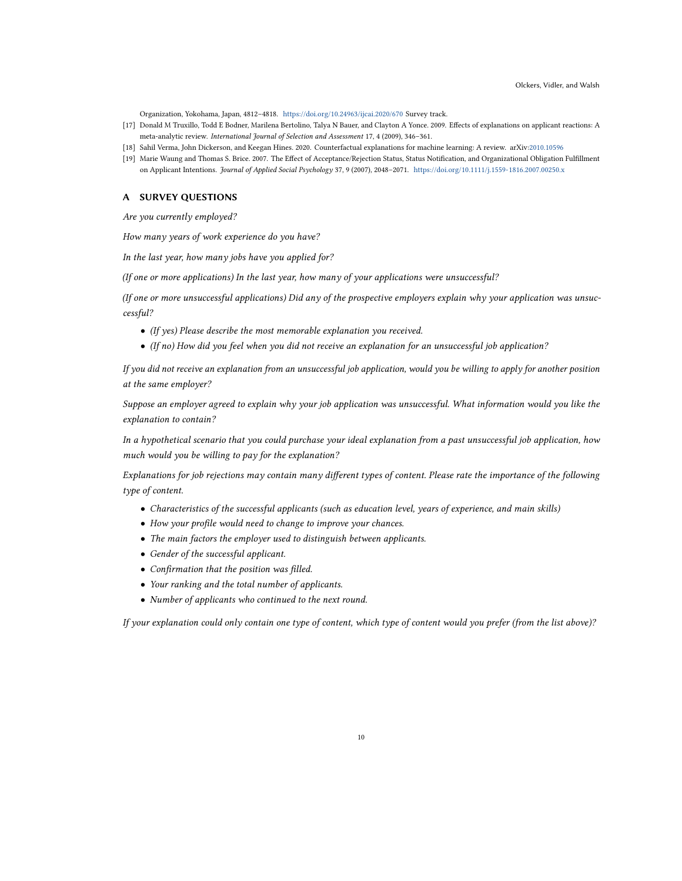Organization, Yokohama, Japan, 4812–4818. https://doi.org/10.24963/ijcai.2020/670 Survey track.

[17] Donald M Truxillo, Todd E Bodner, Marilena Bertolino, Talya N Bauer, and Clayton A Yonce. 2009. Effects of explanations on applicant reactions: A meta-analytic review. *International Journal of Selection and Assessment* 17, 4 (2009), 346–361.

[18] Sahil Verma, John Dickerson, and Keegan Hines. 2020. Counterfactual explanations for machine learning: A review. arXiv:2010.10596

[19] Marie Waung and Thomas S. Brice. 2007. The Effect of Acceptance/Rejection Status, Status Notification, and Organizational Obligation Fulfillment on Applicant Intentions. *Journal of Applied Social Psychology* 37, 9 (2007), 2048–2071. https://doi.org/10.1111/j.1559-1816.2007.00250.x

## A SURVEY QUESTIONS

*Are you currently employed?*

*How many years of work experience do you have?*

*In the last year, how many jobs have you applied for?*

*(If one or more applications) In the last year, how many of your applications were unsuccessful?*

*(If one or more unsuccessful applications) Did any of the prospective employers explain why your application was unsuccessful?*

- *(If yes) Please describe the most memorable explanation you received.*
- *(If no) How did you feel when you did not receive an explanation for an unsuccessful job application?*

*If you did not receive an explanation from an unsuccessful job application, would you be willing to apply for another position at the same employer?*

*Suppose an employer agreed to explain why your job application was unsuccessful. What information would you like the explanation to contain?*

*In a hypothetical scenario that you could purchase your ideal explanation from a past unsuccessful job application, how much would you be willing to pay for the explanation?*

*Explanations for job rejections may contain many different types of content. Please rate the importance of the following type of content.*

- *Characteristics of the successful applicants (such as education level, years of experience, and main skills)*
- *How your profile would need to change to improve your chances.*
- *The main factors the employer used to distinguish between applicants.*
- *Gender of the successful applicant.*
- *Confirmation that the position was filled.*
- *Your ranking and the total number of applicants.*
- *Number of applicants who continued to the next round.*

*If your explanation could only contain one type of content, which type of content would you prefer (from the list above)?*